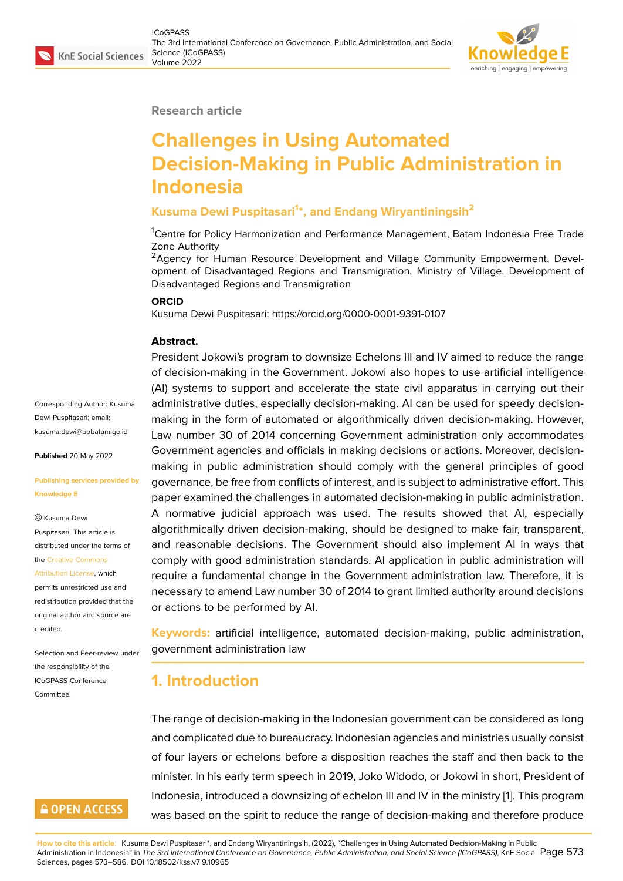Research article

# Challenges in Using Automated Decision-Making in Public Administration in Indonesia

**Kusuma Dewi Puspitasari[1]*, and Endang Wiryantiningsih[2]**

[1]Centre for Policy Harmonization and Performance Management, Batam Indonesia Free Trade Zone Authority
[2]Agency for Human Resource Development and Village Community Empowerment, Development of Disadvantaged Regions and Transmigration, Ministry of Village, Development of Disadvantaged Regions and Transmigration

**ORCID**

Kusuma Dewi Puspitasari: https://orcid.org/0000-0001-9391-0107

Corresponding Author: Kusuma Dewi Puspitasari; email: kusuma.dewi@bpbatam.go.id

**Published** 20 May 2022

**Publishing services provided by Knowledge E**

© Kusuma Dewi Puspitasari. This article is distributed under the terms of the Creative Commons Attribution License, which permits unrestricted use and redistribution provided that the original author and source are credited.

Selection and Peer-review under the responsibility of the ICoGPASS Conference Committee.

**Abstract.**

President Jokowi's program to downsize Echelons III and IV aimed to reduce the range of decision-making in the Government. Jokowi also hopes to use artificial intelligence (AI) systems to support and accelerate the state civil apparatus in carrying out their administrative duties, especially decision-making. AI can be used for speedy decision-making in the form of automated or algorithmically driven decision-making. However, Law number 30 of 2014 concerning Government administration only accommodates Government agencies and officials in making decisions or actions. Moreover, decision-making in public administration should comply with the general principles of good governance, be free from conflicts of interest, and is subject to administrative effort. This paper examined the challenges in automated decision-making in public administration. A normative judicial approach was used. The results showed that AI, especially algorithmically driven decision-making, should be designed to make fair, transparent, and reasonable decisions. The Government should also implement AI in ways that comply with good administration standards. AI application in public administration will require a fundamental change in the Government administration law. Therefore, it is necessary to amend Law number 30 of 2014 to grant limited authority around decisions or actions to be performed by AI.

**Keywords:** artificial intelligence, automated decision-making, public administration, government administration law

## 1. Introduction

The range of decision-making in the Indonesian government can be considered as long and complicated due to bureaucracy. Indonesian agencies and ministries usually consist of four layers or echelons before a disposition reaches the staff and then back to the minister. In his early term speech in 2019, Joko Widodo, or Jokowi in short, President of Indonesia, introduced a downsizing of echelon III and IV in the ministry [1]. This program was based on the spirit to reduce the range of decision-making and therefore produce

**How to cite this article:** Kusuma Dewi Puspitasari*, and Endang Wiryantiningsih, (2022), "Challenges in Using Automated Decision-Making in Public Administration in Indonesia" in *The 3rd International Conference on Governance, Public Administration, and Social Science (ICoGPASS)*, KnE Social Sciences, pages 573–586. DOI 10.18502/kss.v7i9.10965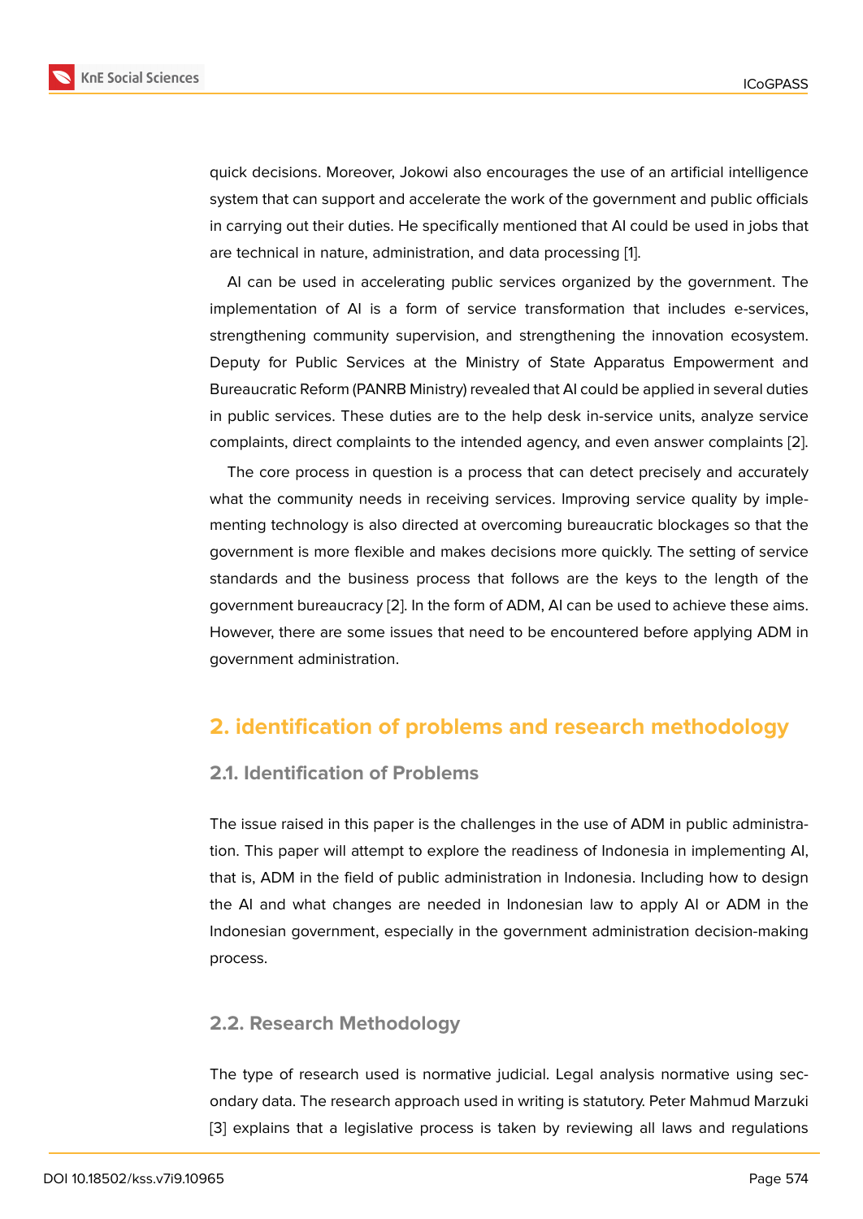quick decisions. Moreover, Jokowi also encourages the use of an artificial intelligence system that can support and accelerate the work of the government and public officials in carrying out their duties. He specifically mentioned that AI could be used in jobs that are technical in nature, administration, and data processing [1].

AI can be used in accelerating public services organized by the government. The implementation of AI is a form of service transformation that includes e-services, strengthening community supervision, and strengthening the innovation ecosystem. Deputy for Public Services at the Ministry of State Apparatus Empowerment and Bureaucratic Reform (PANRB Ministry) revealed that AI could be applied in several duties in public services. These duties are to the help desk in-service units, analyze service complaints, direct complaints to the intended agency, and even answer complaints [2].

The core process in question is a process that can detect precisely and accurately what the community needs in receiving services. Improving service quality by implementing technology is also directed at overcoming bureaucratic blockages so that the government is more flexible and makes decisions more quickly. The setting of service standards and the business process that follows are the keys to the length of the government bureaucracy [2]. In the form of ADM, AI can be used to achieve these aims. However, there are some issues that need to be encountered before applying ADM in government administration.

## 2. identification of problems and research methodology

### 2.1. Identification of Problems

The issue raised in this paper is the challenges in the use of ADM in public administration. This paper will attempt to explore the readiness of Indonesia in implementing AI, that is, ADM in the field of public administration in Indonesia. Including how to design the AI and what changes are needed in Indonesian law to apply AI or ADM in the Indonesian government, especially in the government administration decision-making process.

### 2.2. Research Methodology

The type of research used is normative judicial. Legal analysis normative using secondary data. The research approach used in writing is statutory. Peter Mahmud Marzuki [3] explains that a legislative process is taken by reviewing all laws and regulations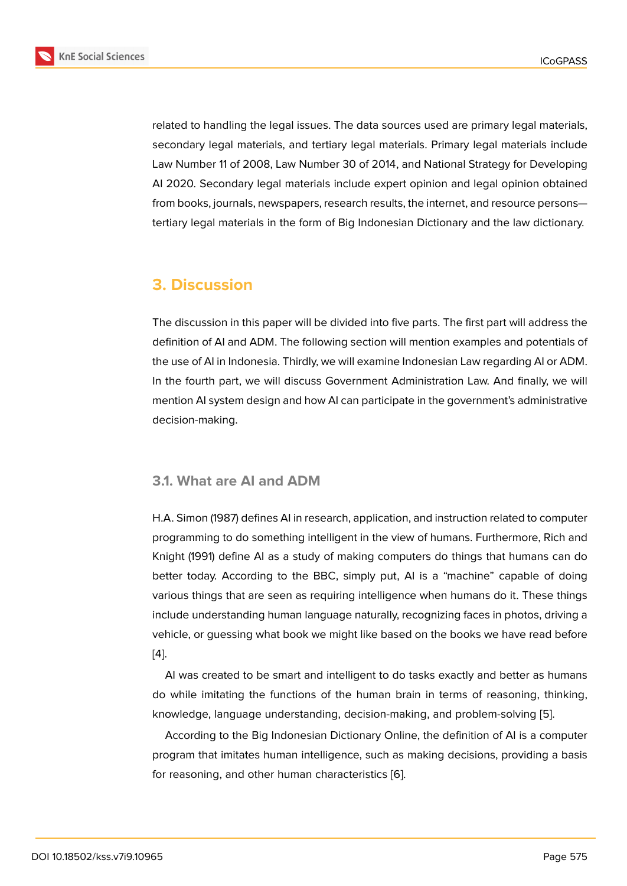related to handling the legal issues. The data sources used are primary legal materials, secondary legal materials, and tertiary legal materials. Primary legal materials include Law Number 11 of 2008, Law Number 30 of 2014, and National Strategy for Developing AI 2020. Secondary legal materials include expert opinion and legal opinion obtained from books, journals, newspapers, research results, the internet, and resource persons—tertiary legal materials in the form of Big Indonesian Dictionary and the law dictionary.

## 3. Discussion

The discussion in this paper will be divided into five parts. The first part will address the definition of AI and ADM. The following section will mention examples and potentials of the use of AI in Indonesia. Thirdly, we will examine Indonesian Law regarding AI or ADM. In the fourth part, we will discuss Government Administration Law. And finally, we will mention AI system design and how AI can participate in the government's administrative decision-making.

### 3.1. What are AI and ADM

H.A. Simon (1987) defines AI in research, application, and instruction related to computer programming to do something intelligent in the view of humans. Furthermore, Rich and Knight (1991) define AI as a study of making computers do things that humans can do better today. According to the BBC, simply put, AI is a "machine" capable of doing various things that are seen as requiring intelligence when humans do it. These things include understanding human language naturally, recognizing faces in photos, driving a vehicle, or guessing what book we might like based on the books we have read before [4].

AI was created to be smart and intelligent to do tasks exactly and better as humans do while imitating the functions of the human brain in terms of reasoning, thinking, knowledge, language understanding, decision-making, and problem-solving [5].

According to the Big Indonesian Dictionary Online, the definition of AI is a computer program that imitates human intelligence, such as making decisions, providing a basis for reasoning, and other human characteristics [6].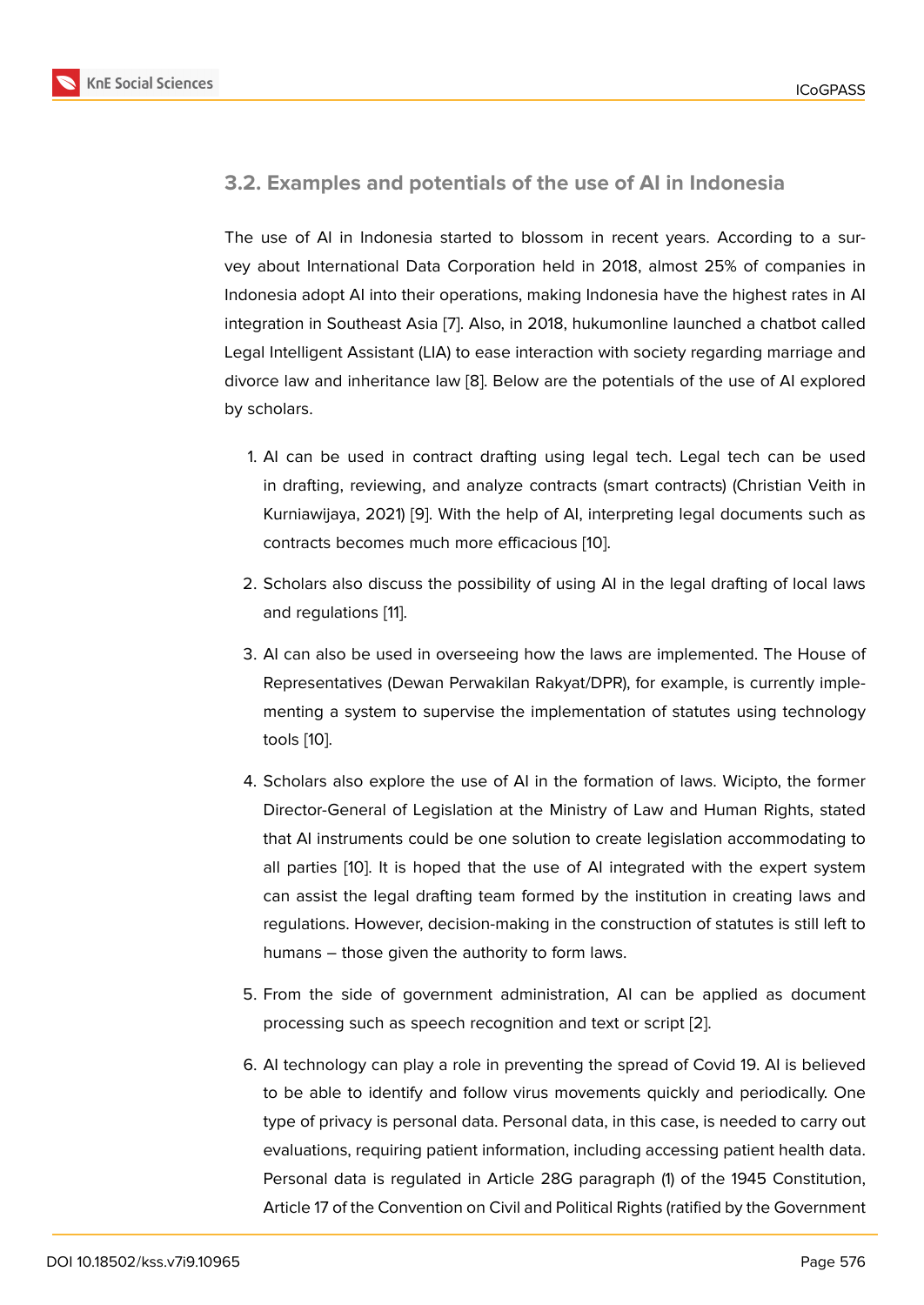### 3.2. Examples and potentials of the use of AI in Indonesia

The use of AI in Indonesia started to blossom in recent years. According to a survey about International Data Corporation held in 2018, almost 25% of companies in Indonesia adopt AI into their operations, making Indonesia have the highest rates in AI integration in Southeast Asia [7]. Also, in 2018, hukumonline launched a chatbot called Legal Intelligent Assistant (LIA) to ease interaction with society regarding marriage and divorce law and inheritance law [8]. Below are the potentials of the use of AI explored by scholars.

1. AI can be used in contract drafting using legal tech. Legal tech can be used in drafting, reviewing, and analyze contracts (smart contracts) (Christian Veith in Kurniawijaya, 2021) [9]. With the help of AI, interpreting legal documents such as contracts becomes much more efficacious [10].

2. Scholars also discuss the possibility of using AI in the legal drafting of local laws and regulations [11].

3. AI can also be used in overseeing how the laws are implemented. The House of Representatives (Dewan Perwakilan Rakyat/DPR), for example, is currently implementing a system to supervise the implementation of statutes using technology tools [10].

4. Scholars also explore the use of AI in the formation of laws. Wicipto, the former Director-General of Legislation at the Ministry of Law and Human Rights, stated that AI instruments could be one solution to create legislation accommodating to all parties [10]. It is hoped that the use of AI integrated with the expert system can assist the legal drafting team formed by the institution in creating laws and regulations. However, decision-making in the construction of statutes is still left to humans – those given the authority to form laws.

5. From the side of government administration, AI can be applied as document processing such as speech recognition and text or script [2].

6. AI technology can play a role in preventing the spread of Covid 19. AI is believed to be able to identify and follow virus movements quickly and periodically. One type of privacy is personal data. Personal data, in this case, is needed to carry out evaluations, requiring patient information, including accessing patient health data. Personal data is regulated in Article 28G paragraph (1) of the 1945 Constitution, Article 17 of the Convention on Civil and Political Rights (ratified by the Government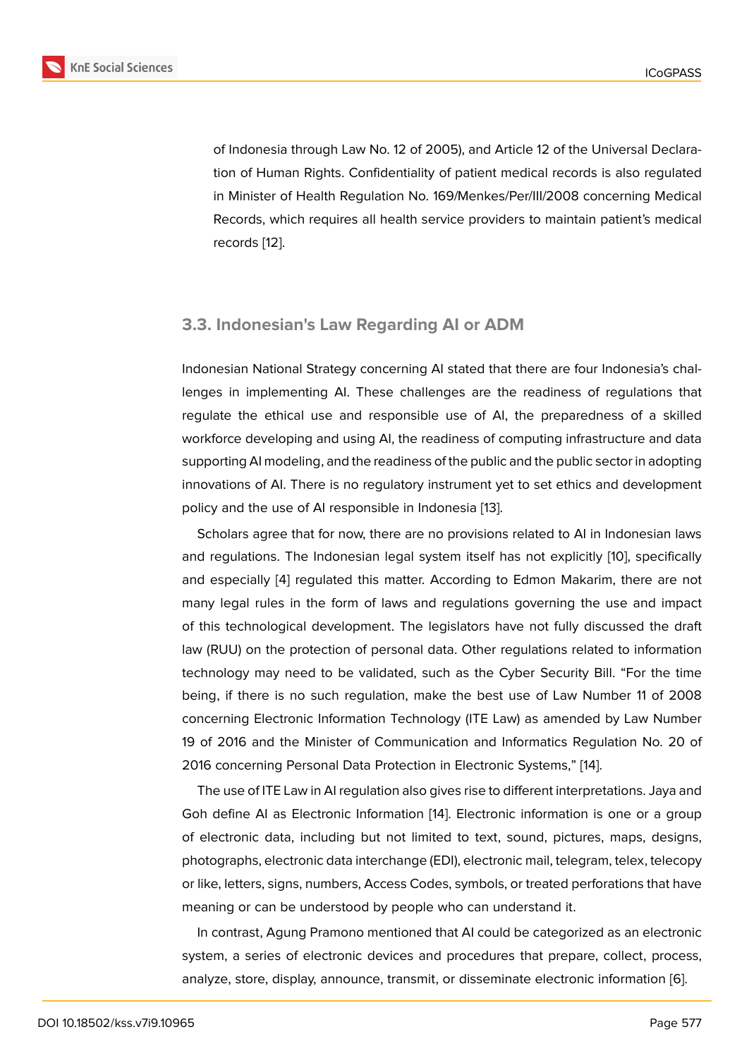of Indonesia through Law No. 12 of 2005), and Article 12 of the Universal Declaration of Human Rights. Confidentiality of patient medical records is also regulated in Minister of Health Regulation No. 169/Menkes/Per/III/2008 concerning Medical Records, which requires all health service providers to maintain patient's medical records [12].

### 3.3. Indonesian's Law Regarding AI or ADM

Indonesian National Strategy concerning AI stated that there are four Indonesia's challenges in implementing AI. These challenges are the readiness of regulations that regulate the ethical use and responsible use of AI, the preparedness of a skilled workforce developing and using AI, the readiness of computing infrastructure and data supporting AI modeling, and the readiness of the public and the public sector in adopting innovations of AI. There is no regulatory instrument yet to set ethics and development policy and the use of AI responsible in Indonesia [13].

Scholars agree that for now, there are no provisions related to AI in Indonesian laws and regulations. The Indonesian legal system itself has not explicitly [10], specifically and especially [4] regulated this matter. According to Edmon Makarim, there are not many legal rules in the form of laws and regulations governing the use and impact of this technological development. The legislators have not fully discussed the draft law (RUU) on the protection of personal data. Other regulations related to information technology may need to be validated, such as the Cyber Security Bill. "For the time being, if there is no such regulation, make the best use of Law Number 11 of 2008 concerning Electronic Information Technology (ITE Law) as amended by Law Number 19 of 2016 and the Minister of Communication and Informatics Regulation No. 20 of 2016 concerning Personal Data Protection in Electronic Systems," [14].

The use of ITE Law in AI regulation also gives rise to different interpretations. Jaya and Goh define AI as Electronic Information [14]. Electronic information is one or a group of electronic data, including but not limited to text, sound, pictures, maps, designs, photographs, electronic data interchange (EDI), electronic mail, telegram, telex, telecopy or like, letters, signs, numbers, Access Codes, symbols, or treated perforations that have meaning or can be understood by people who can understand it.

In contrast, Agung Pramono mentioned that AI could be categorized as an electronic system, a series of electronic devices and procedures that prepare, collect, process, analyze, store, display, announce, transmit, or disseminate electronic information [6].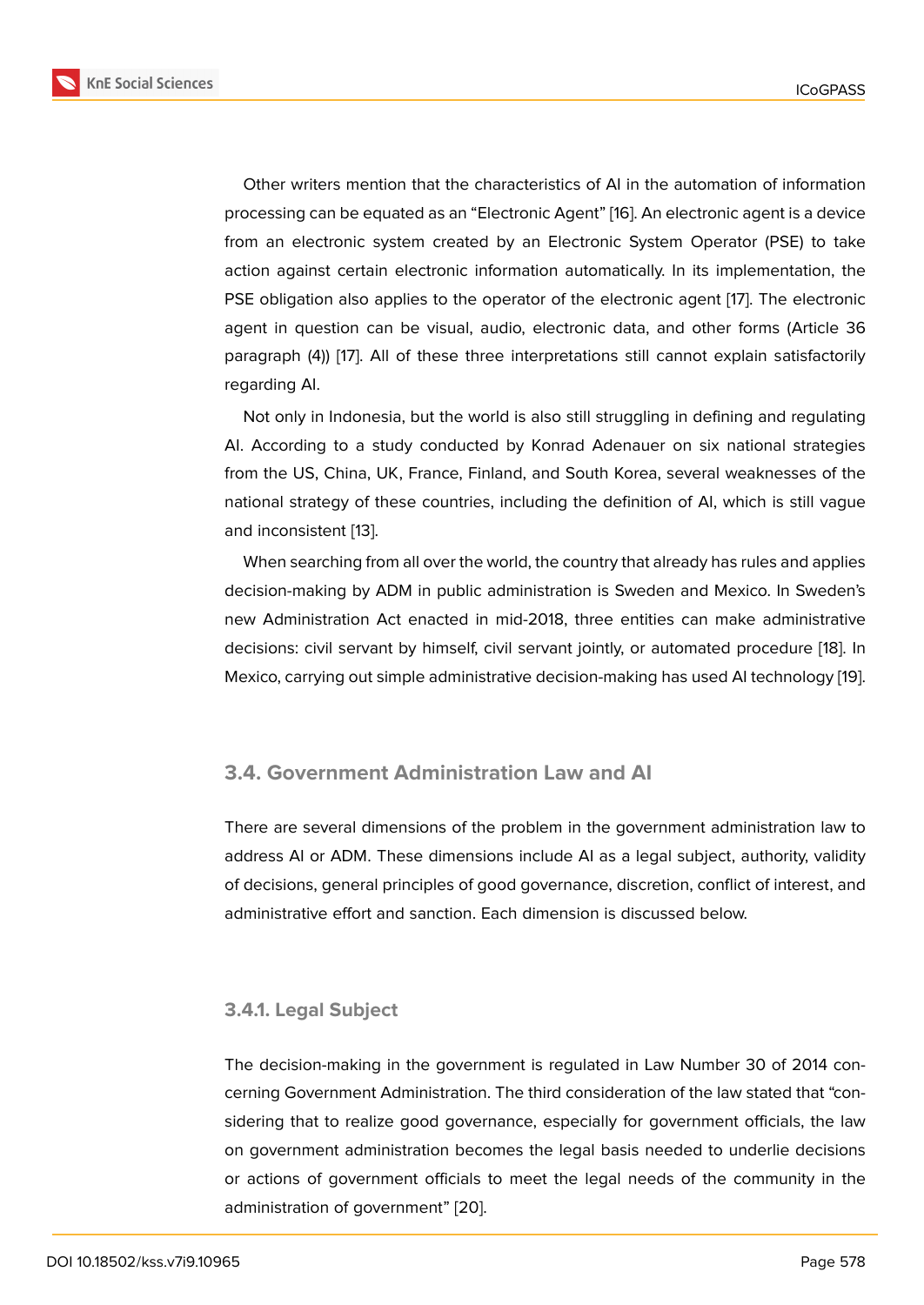Other writers mention that the characteristics of AI in the automation of information processing can be equated as an "Electronic Agent" [16]. An electronic agent is a device from an electronic system created by an Electronic System Operator (PSE) to take action against certain electronic information automatically. In its implementation, the PSE obligation also applies to the operator of the electronic agent [17]. The electronic agent in question can be visual, audio, electronic data, and other forms (Article 36 paragraph (4)) [17]. All of these three interpretations still cannot explain satisfactorily regarding AI.

Not only in Indonesia, but the world is also still struggling in defining and regulating AI. According to a study conducted by Konrad Adenauer on six national strategies from the US, China, UK, France, Finland, and South Korea, several weaknesses of the national strategy of these countries, including the definition of AI, which is still vague and inconsistent [13].

When searching from all over the world, the country that already has rules and applies decision-making by ADM in public administration is Sweden and Mexico. In Sweden's new Administration Act enacted in mid-2018, three entities can make administrative decisions: civil servant by himself, civil servant jointly, or automated procedure [18]. In Mexico, carrying out simple administrative decision-making has used AI technology [19].

### 3.4. Government Administration Law and AI

There are several dimensions of the problem in the government administration law to address AI or ADM. These dimensions include AI as a legal subject, authority, validity of decisions, general principles of good governance, discretion, conflict of interest, and administrative effort and sanction. Each dimension is discussed below.

#### 3.4.1. Legal Subject

The decision-making in the government is regulated in Law Number 30 of 2014 concerning Government Administration. The third consideration of the law stated that "considering that to realize good governance, especially for government officials, the law on government administration becomes the legal basis needed to underlie decisions or actions of government officials to meet the legal needs of the community in the administration of government" [20].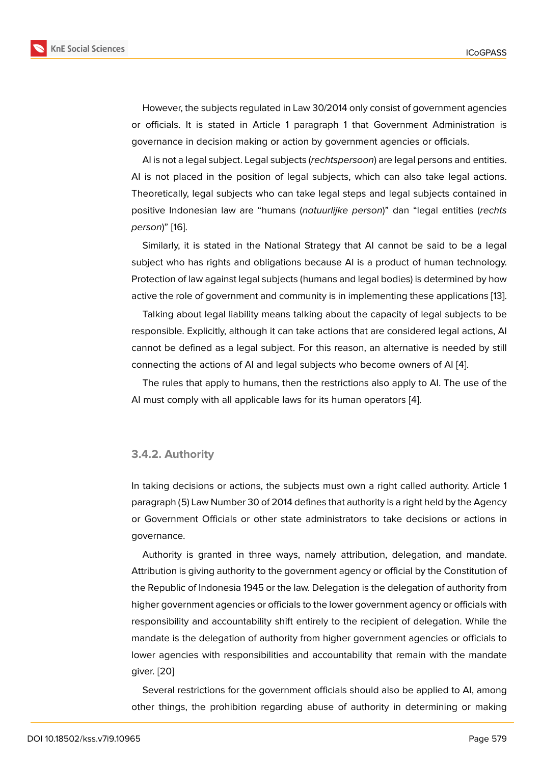However, the subjects regulated in Law 30/2014 only consist of government agencies or officials. It is stated in Article 1 paragraph 1 that Government Administration is governance in decision making or action by government agencies or officials.

AI is not a legal subject. Legal subjects (*rechtspersoon*) are legal persons and entities. AI is not placed in the position of legal subjects, which can also take legal actions. Theoretically, legal subjects who can take legal steps and legal subjects contained in positive Indonesian law are “humans (*natuurlijke person*)” dan “legal entities (*rechts person*)” [16].

Similarly, it is stated in the National Strategy that AI cannot be said to be a legal subject who has rights and obligations because AI is a product of human technology. Protection of law against legal subjects (humans and legal bodies) is determined by how active the role of government and community is in implementing these applications [13].

Talking about legal liability means talking about the capacity of legal subjects to be responsible. Explicitly, although it can take actions that are considered legal actions, AI cannot be defined as a legal subject. For this reason, an alternative is needed by still connecting the actions of AI and legal subjects who become owners of AI [4].

The rules that apply to humans, then the restrictions also apply to AI. The use of the AI must comply with all applicable laws for its human operators [4].

### 3.4.2. Authority

In taking decisions or actions, the subjects must own a right called authority. Article 1 paragraph (5) Law Number 30 of 2014 defines that authority is a right held by the Agency or Government Officials or other state administrators to take decisions or actions in governance.

Authority is granted in three ways, namely attribution, delegation, and mandate. Attribution is giving authority to the government agency or official by the Constitution of the Republic of Indonesia 1945 or the law. Delegation is the delegation of authority from higher government agencies or officials to the lower government agency or officials with responsibility and accountability shift entirely to the recipient of delegation. While the mandate is the delegation of authority from higher government agencies or officials to lower agencies with responsibilities and accountability that remain with the mandate giver. [20]

Several restrictions for the government officials should also be applied to AI, among other things, the prohibition regarding abuse of authority in determining or making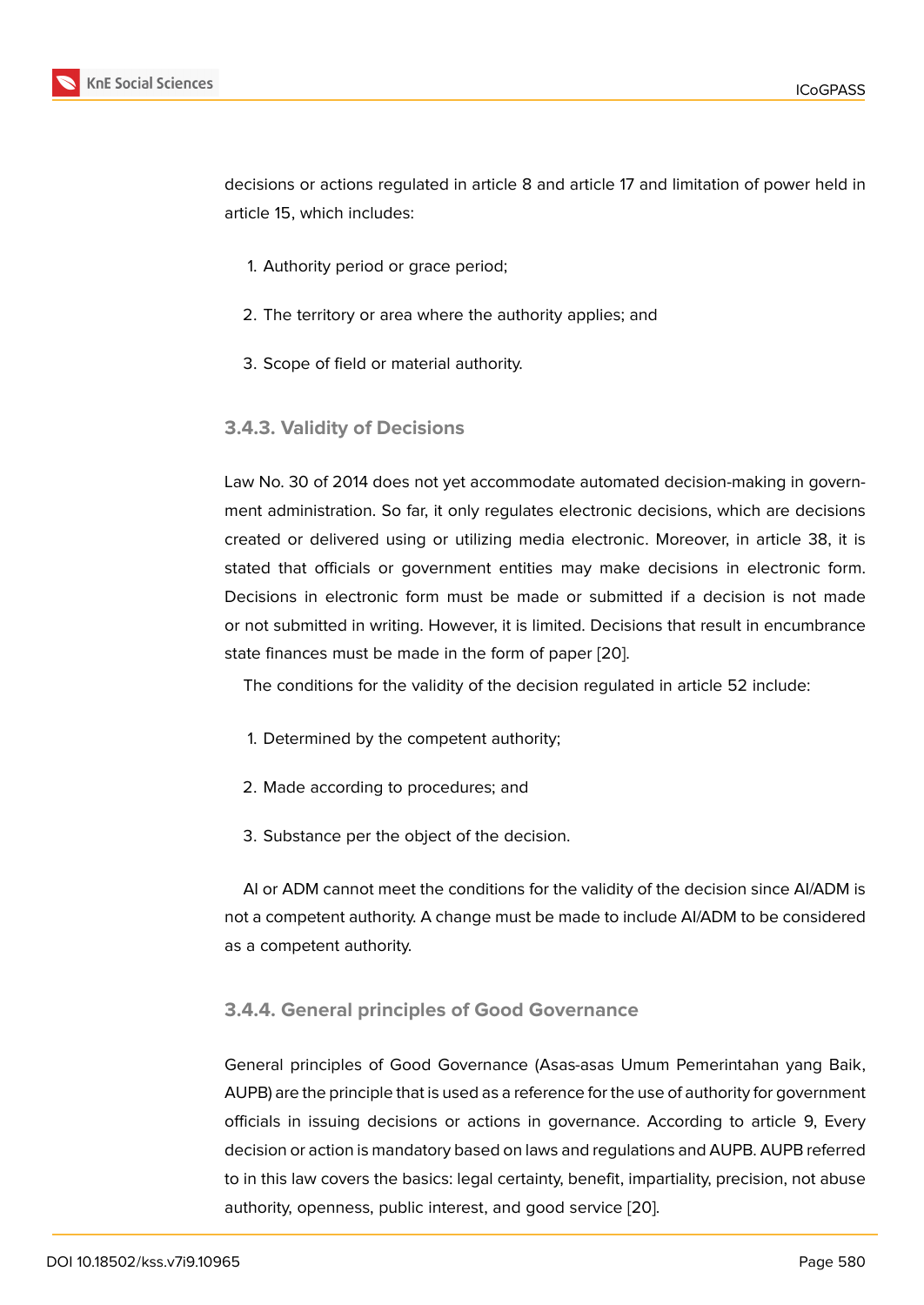decisions or actions regulated in article 8 and article 17 and limitation of power held in article 15, which includes:

1. Authority period or grace period;
2. The territory or area where the authority applies; and
3. Scope of field or material authority.

#### 3.4.3. Validity of Decisions

Law No. 30 of 2014 does not yet accommodate automated decision-making in government administration. So far, it only regulates electronic decisions, which are decisions created or delivered using or utilizing media electronic. Moreover, in article 38, it is stated that officials or government entities may make decisions in electronic form. Decisions in electronic form must be made or submitted if a decision is not made or not submitted in writing. However, it is limited. Decisions that result in encumbrance state finances must be made in the form of paper [20].

The conditions for the validity of the decision regulated in article 52 include:

1. Determined by the competent authority;
2. Made according to procedures; and
3. Substance per the object of the decision.

AI or ADM cannot meet the conditions for the validity of the decision since AI/ADM is not a competent authority. A change must be made to include AI/ADM to be considered as a competent authority.

#### 3.4.4. General principles of Good Governance

General principles of Good Governance (Asas-asas Umum Pemerintahan yang Baik, AUPB) are the principle that is used as a reference for the use of authority for government officials in issuing decisions or actions in governance. According to article 9, Every decision or action is mandatory based on laws and regulations and AUPB. AUPB referred to in this law covers the basics: legal certainty, benefit, impartiality, precision, not abuse authority, openness, public interest, and good service [20].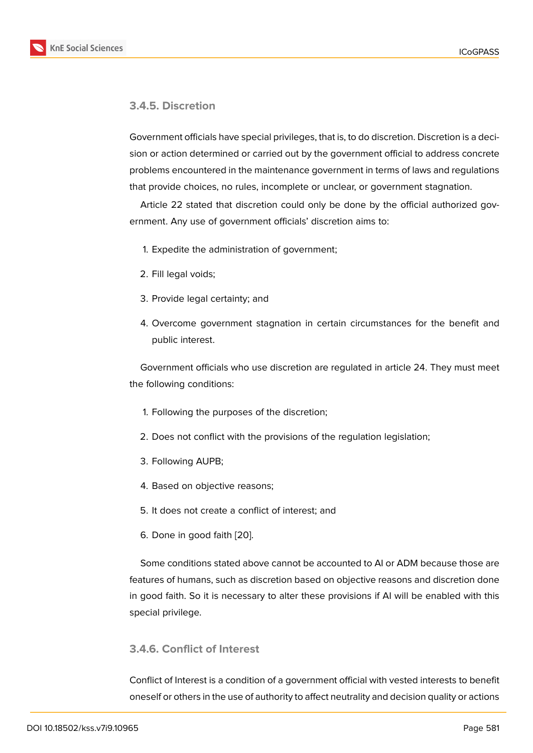#### 3.4.5. Discretion

Government officials have special privileges, that is, to do discretion. Discretion is a decision or action determined or carried out by the government official to address concrete problems encountered in the maintenance government in terms of laws and regulations that provide choices, no rules, incomplete or unclear, or government stagnation.

Article 22 stated that discretion could only be done by the official authorized government. Any use of government officials' discretion aims to:

1. Expedite the administration of government;
2. Fill legal voids;
3. Provide legal certainty; and
4. Overcome government stagnation in certain circumstances for the benefit and public interest.

Government officials who use discretion are regulated in article 24. They must meet the following conditions:

1. Following the purposes of the discretion;
2. Does not conflict with the provisions of the regulation legislation;
3. Following AUPB;
4. Based on objective reasons;
5. It does not create a conflict of interest; and
6. Done in good faith [20].

Some conditions stated above cannot be accounted to AI or ADM because those are features of humans, such as discretion based on objective reasons and discretion done in good faith. So it is necessary to alter these provisions if AI will be enabled with this special privilege.

#### 3.4.6. Conflict of Interest

Conflict of Interest is a condition of a government official with vested interests to benefit oneself or others in the use of authority to affect neutrality and decision quality or actions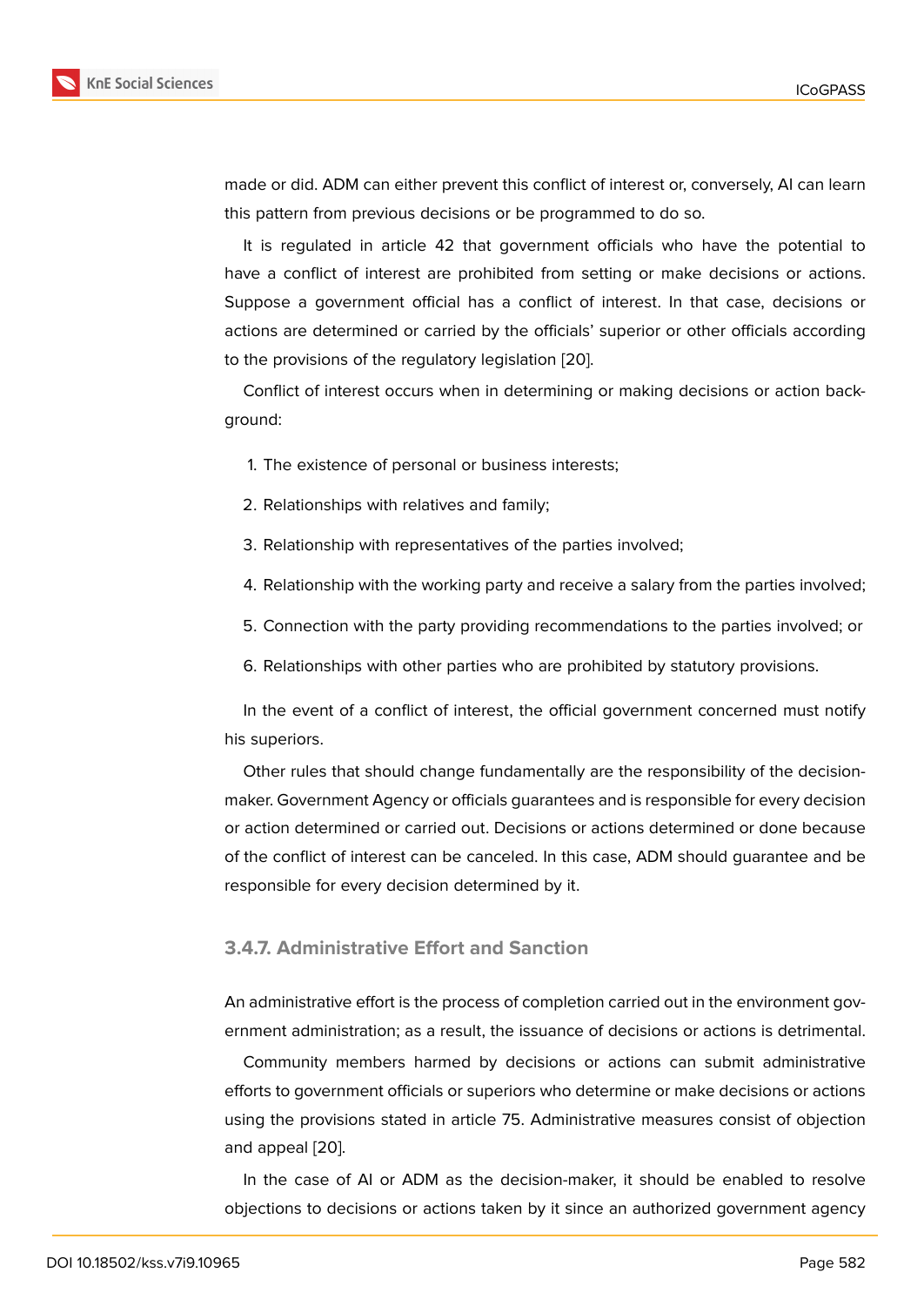made or did. ADM can either prevent this conflict of interest or, conversely, AI can learn this pattern from previous decisions or be programmed to do so.

It is regulated in article 42 that government officials who have the potential to have a conflict of interest are prohibited from setting or make decisions or actions. Suppose a government official has a conflict of interest. In that case, decisions or actions are determined or carried by the officials' superior or other officials according to the provisions of the regulatory legislation [20].

Conflict of interest occurs when in determining or making decisions or action background:

1. The existence of personal or business interests;
2. Relationships with relatives and family;
3. Relationship with representatives of the parties involved;
4. Relationship with the working party and receive a salary from the parties involved;
5. Connection with the party providing recommendations to the parties involved; or
6. Relationships with other parties who are prohibited by statutory provisions.

In the event of a conflict of interest, the official government concerned must notify his superiors.

Other rules that should change fundamentally are the responsibility of the decision-maker. Government Agency or officials guarantees and is responsible for every decision or action determined or carried out. Decisions or actions determined or done because of the conflict of interest can be canceled. In this case, ADM should guarantee and be responsible for every decision determined by it.

### 3.4.7. Administrative Effort and Sanction

An administrative effort is the process of completion carried out in the environment government administration; as a result, the issuance of decisions or actions is detrimental.

Community members harmed by decisions or actions can submit administrative efforts to government officials or superiors who determine or make decisions or actions using the provisions stated in article 75. Administrative measures consist of objection and appeal [20].

In the case of AI or ADM as the decision-maker, it should be enabled to resolve objections to decisions or actions taken by it since an authorized government agency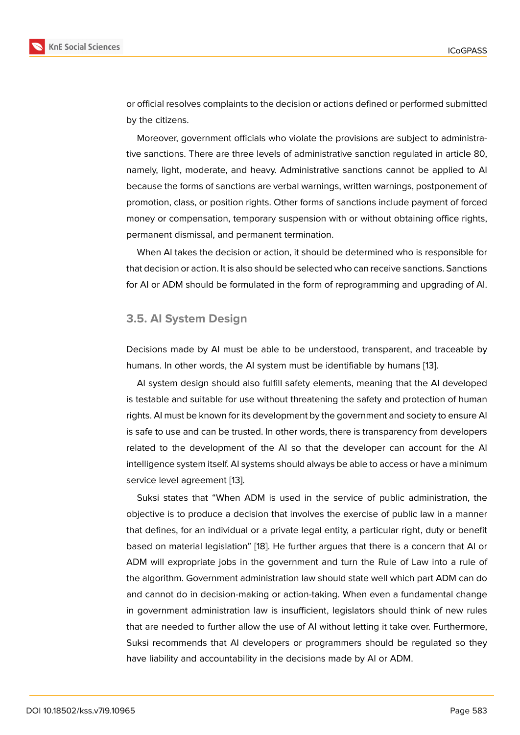or official resolves complaints to the decision or actions defined or performed submitted by the citizens.

Moreover, government officials who violate the provisions are subject to administrative sanctions. There are three levels of administrative sanction regulated in article 80, namely, light, moderate, and heavy. Administrative sanctions cannot be applied to AI because the forms of sanctions are verbal warnings, written warnings, postponement of promotion, class, or position rights. Other forms of sanctions include payment of forced money or compensation, temporary suspension with or without obtaining office rights, permanent dismissal, and permanent termination.

When AI takes the decision or action, it should be determined who is responsible for that decision or action. It is also should be selected who can receive sanctions. Sanctions for AI or ADM should be formulated in the form of reprogramming and upgrading of AI.

### 3.5. AI System Design

Decisions made by AI must be able to be understood, transparent, and traceable by humans. In other words, the AI system must be identifiable by humans [13].

AI system design should also fulfill safety elements, meaning that the AI developed is testable and suitable for use without threatening the safety and protection of human rights. AI must be known for its development by the government and society to ensure AI is safe to use and can be trusted. In other words, there is transparency from developers related to the development of the AI so that the developer can account for the AI intelligence system itself. AI systems should always be able to access or have a minimum service level agreement [13].

Suksi states that "When ADM is used in the service of public administration, the objective is to produce a decision that involves the exercise of public law in a manner that defines, for an individual or a private legal entity, a particular right, duty or benefit based on material legislation" [18]. He further argues that there is a concern that AI or ADM will expropriate jobs in the government and turn the Rule of Law into a rule of the algorithm. Government administration law should state well which part ADM can do and cannot do in decision-making or action-taking. When even a fundamental change in government administration law is insufficient, legislators should think of new rules that are needed to further allow the use of AI without letting it take over. Furthermore, Suksi recommends that AI developers or programmers should be regulated so they have liability and accountability in the decisions made by AI or ADM.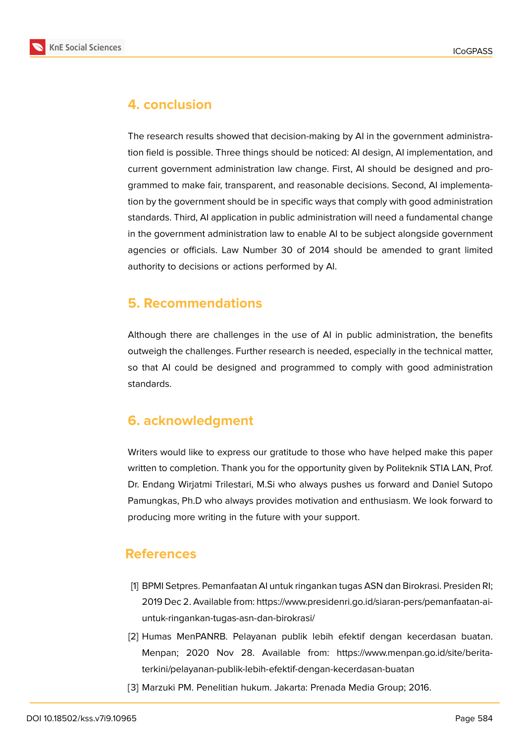## 4. conclusion

The research results showed that decision-making by AI in the government administration field is possible. Three things should be noticed: AI design, AI implementation, and current government administration law change. First, AI should be designed and programmed to make fair, transparent, and reasonable decisions. Second, AI implementation by the government should be in specific ways that comply with good administration standards. Third, AI application in public administration will need a fundamental change in the government administration law to enable AI to be subject alongside government agencies or officials. Law Number 30 of 2014 should be amended to grant limited authority to decisions or actions performed by AI.

## 5. Recommendations

Although there are challenges in the use of AI in public administration, the benefits outweigh the challenges. Further research is needed, especially in the technical matter, so that AI could be designed and programmed to comply with good administration standards.

## 6. acknowledgment

Writers would like to express our gratitude to those who have helped make this paper written to completion. Thank you for the opportunity given by Politeknik STIA LAN, Prof. Dr. Endang Wirjatmi Trilestari, M.Si who always pushes us forward and Daniel Sutopo Pamungkas, Ph.D who always provides motivation and enthusiasm. We look forward to producing more writing in the future with your support.

## References

[1] BPMI Setpres. Pemanfaatan AI untuk ringankan tugas ASN dan Birokrasi. Presiden RI; 2019 Dec 2. Available from: https://www.presidenri.go.id/siaran-pers/pemanfaatan-ai-untuk-ringankan-tugas-asn-dan-birokrasi/

[2] Humas MenPANRB. Pelayanan publik lebih efektif dengan kecerdasan buatan. Menpan; 2020 Nov 28. Available from: https://www.menpan.go.id/site/berita-terkini/pelayanan-publik-lebih-efektif-dengan-kecerdasan-buatan

[3] Marzuki PM. Penelitian hukum. Jakarta: Prenada Media Group; 2016.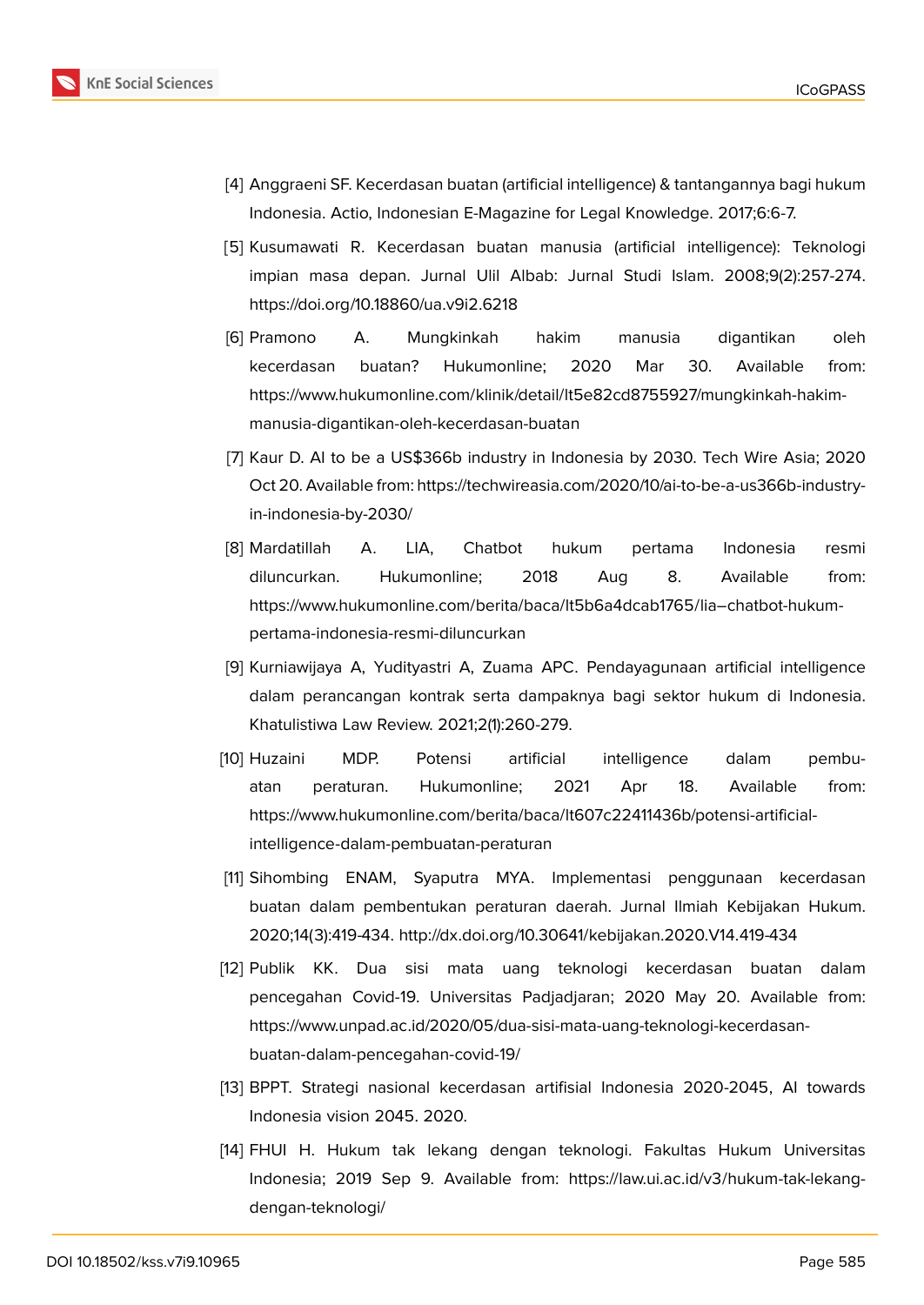[4] Anggraeni SF. Kecerdasan buatan (artificial intelligence) & tantangannya bagi hukum Indonesia. Actio, Indonesian E-Magazine for Legal Knowledge. 2017;6:6-7.

[5] Kusumawati R. Kecerdasan buatan manusia (artificial intelligence): Teknologi impian masa depan. Jurnal Ulil Albab: Jurnal Studi Islam. 2008;9(2):257-274. https://doi.org/10.18860/ua.v9i2.6218

[6] Pramono A. Mungkinkah hakim manusia digantikan oleh kecerdasan buatan? Hukumonline; 2020 Mar 30. Available from: https://www.hukumonline.com/klinik/detail/lt5e82cd8755927/mungkinkah-hakim-manusia-digantikan-oleh-kecerdasan-buatan

[7] Kaur D. AI to be a US$366b industry in Indonesia by 2030. Tech Wire Asia; 2020 Oct 20. Available from: https://techwireasia.com/2020/10/ai-to-be-a-us366b-industry-in-indonesia-by-2030/

[8] Mardatillah A. LIA, Chatbot hukum pertama Indonesia resmi diluncurkan. Hukumonline; 2018 Aug 8. Available from: https://www.hukumonline.com/berita/baca/lt5b6a4dcab1765/lia–chatbot-hukum-pertama-indonesia-resmi-diluncurkan

[9] Kurniawijaya A, Yudityastri A, Zuama APC. Pendayagunaan artificial intelligence dalam perancangan kontrak serta dampaknya bagi sektor hukum di Indonesia. Khatulistiwa Law Review. 2021;2(1):260-279.

[10] Huzaini MDP. Potensi artificial intelligence dalam pembuatan peraturan. Hukumonline; 2021 Apr 18. Available from: https://www.hukumonline.com/berita/baca/lt607c22411436b/potensi-artificial-intelligence-dalam-pembuatan-peraturan

[11] Sihombing ENAM, Syaputra MYA. Implementasi penggunaan kecerdasan buatan dalam pembentukan peraturan daerah. Jurnal Ilmiah Kebijakan Hukum. 2020;14(3):419-434. http://dx.doi.org/10.30641/kebijakan.2020.V14.419-434

[12] Publik KK. Dua sisi mata uang teknologi kecerdasan buatan dalam pencegahan Covid-19. Universitas Padjadjaran; 2020 May 20. Available from: https://www.unpad.ac.id/2020/05/dua-sisi-mata-uang-teknologi-kecerdasan-buatan-dalam-pencegahan-covid-19/

[13] BPPT. Strategi nasional kecerdasan artifisial Indonesia 2020-2045, AI towards Indonesia vision 2045. 2020.

[14] FHUI H. Hukum tak lekang dengan teknologi. Fakultas Hukum Universitas Indonesia; 2019 Sep 9. Available from: https://law.ui.ac.id/v3/hukum-tak-lekang-dengan-teknologi/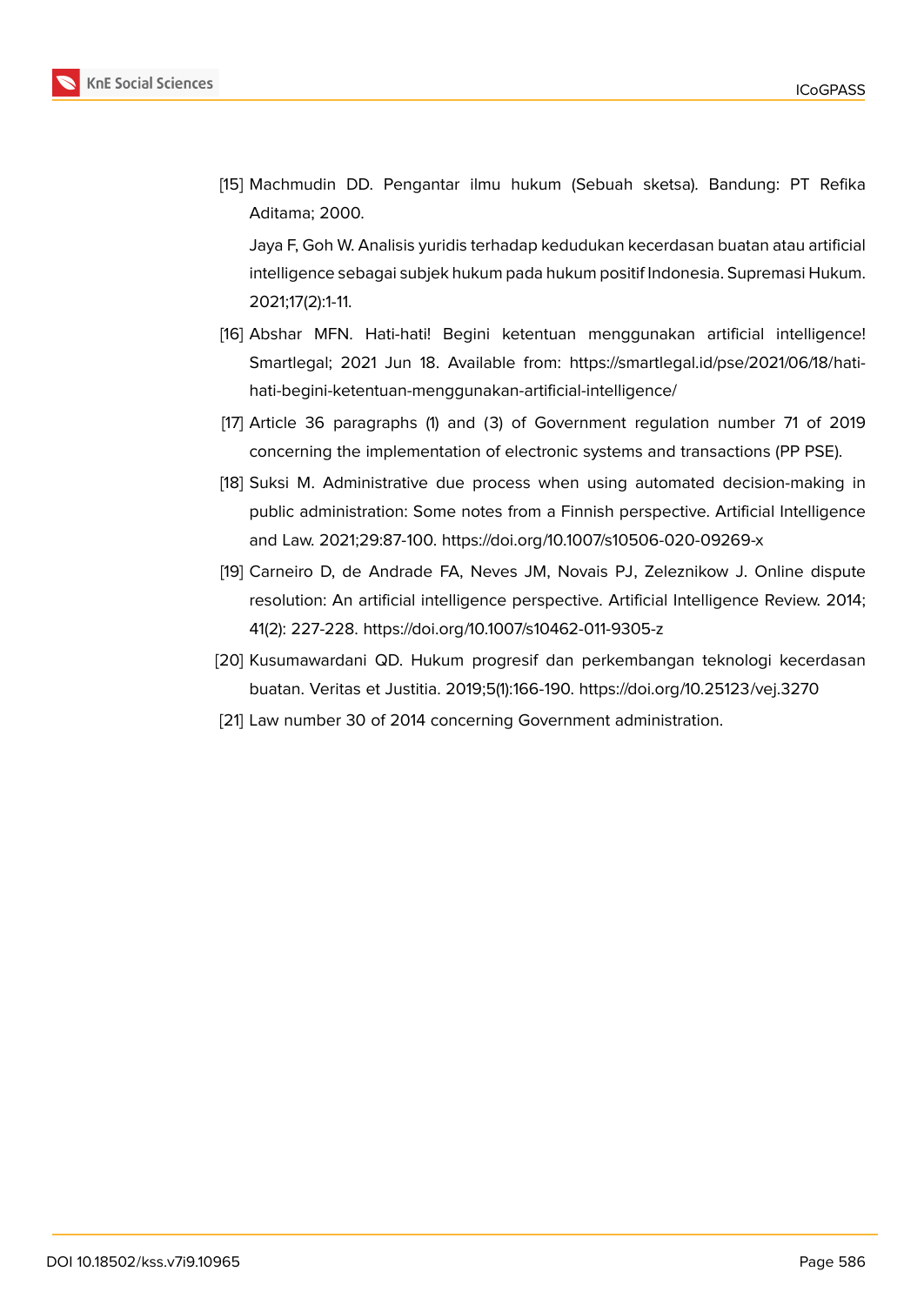[15] Machmudin DD. Pengantar ilmu hukum (Sebuah sketsa). Bandung: PT Refika Aditama; 2000.

Jaya F, Goh W. Analisis yuridis terhadap kedudukan kecerdasan buatan atau artificial intelligence sebagai subjek hukum pada hukum positif Indonesia. Supremasi Hukum. 2021;17(2):1-11.

[16] Abshar MFN. Hati-hati! Begini ketentuan menggunakan artificial intelligence! Smartlegal; 2021 Jun 18. Available from: https://smartlegal.id/pse/2021/06/18/hati-hati-begini-ketentuan-menggunakan-artificial-intelligence/

[17] Article 36 paragraphs (1) and (3) of Government regulation number 71 of 2019 concerning the implementation of electronic systems and transactions (PP PSE).

[18] Suksi M. Administrative due process when using automated decision-making in public administration: Some notes from a Finnish perspective. Artificial Intelligence and Law. 2021;29:87-100. https://doi.org/10.1007/s10506-020-09269-x

[19] Carneiro D, de Andrade FA, Neves JM, Novais PJ, Zeleznikow J. Online dispute resolution: An artificial intelligence perspective. Artificial Intelligence Review. 2014; 41(2): 227-228. https://doi.org/10.1007/s10462-011-9305-z

[20] Kusumawardani QD. Hukum progresif dan perkembangan teknologi kecerdasan buatan. Veritas et Justitia. 2019;5(1):166-190. https://doi.org/10.25123/vej.3270

[21] Law number 30 of 2014 concerning Government administration.